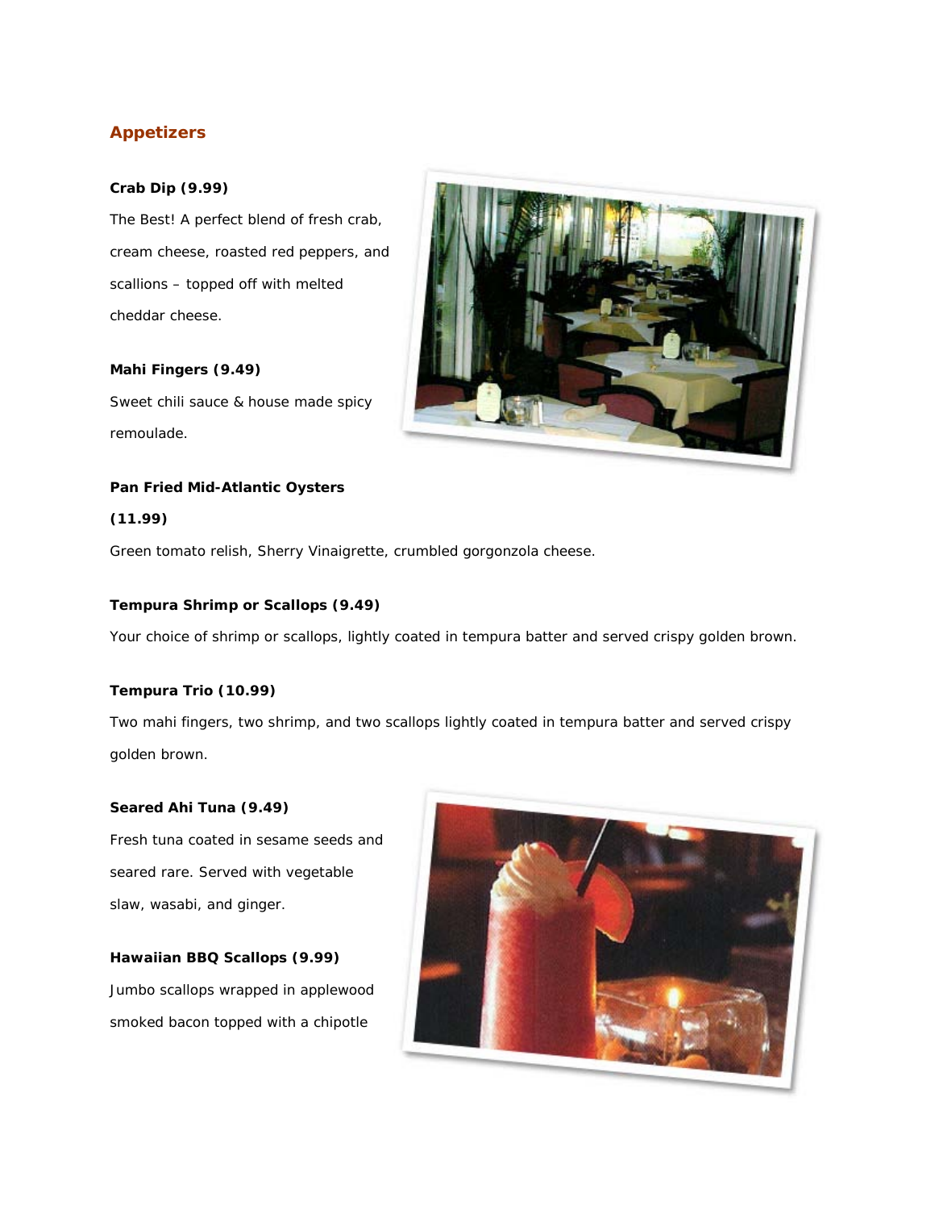## Appetizers

**Crab Dip (9.99)**

The Best! A perfect blend of fresh crab, cream cheese, roasted red peppers, and scallions – topped off with melted cheddar cheese.

**Mahi Fingers (9.49)**

Sweet chili sauce & house made spicy remoulade.

**Pan Fried Mid-Atlantic Oysters (11.99)**

Green tomato relish, Sherry Vinaigrette, crumbled gorgonzola cheese.

**Tempura Shrimp or Scallops (9.49)**

Your choice of shrimp or scallops, lightly coated in tempura batter and served crispy golden brown.

**Tempura Trio (10.99)**

Two mahi fingers, two shrimp, and two scallops lightly coated in tempura batter and served crispy golden brown.

**Seared Ahi Tuna (9.49)**

Fresh tuna coated in sesame seeds and seared rare. Served with vegetable slaw, wasabi, and ginger.

**Hawaiian BBQ Scallops (9.99)**

Jumbo scallops wrapped in applewood smoked bacon topped with a chipotle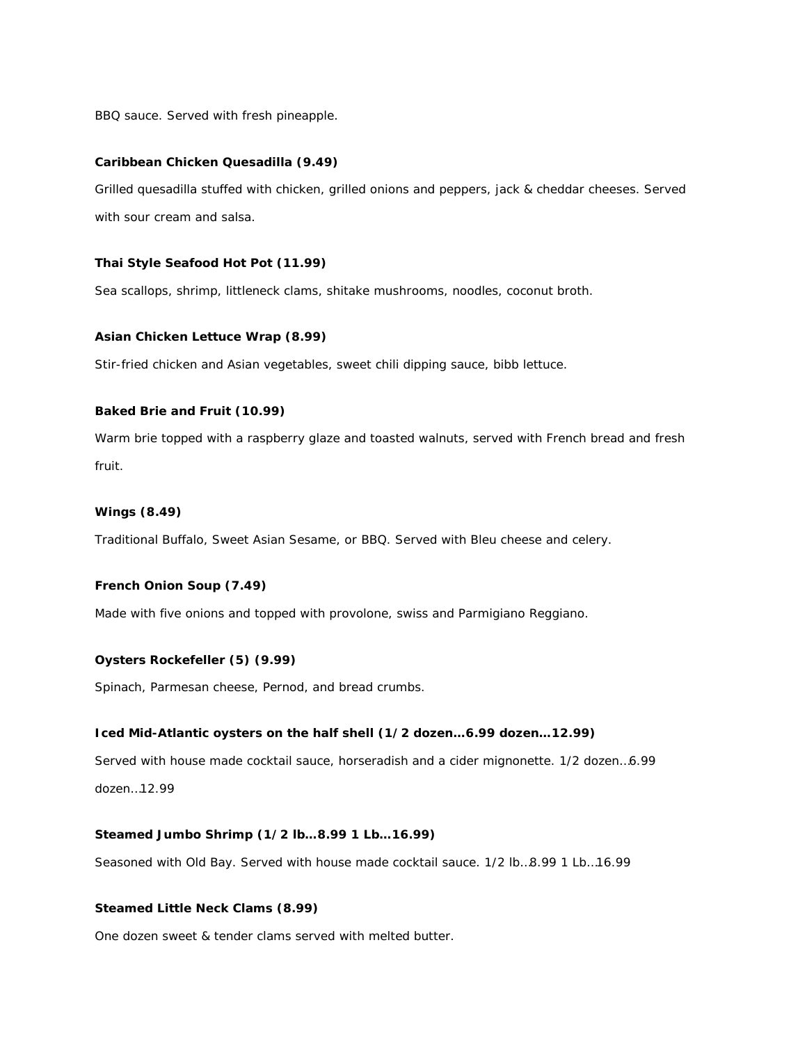BBQ sauce. Served with fresh pineapple.

**Caribbean Chicken Quesadilla (9.49)**

Grilled quesadilla stuffed with chicken, grilled onions and peppers, jack & cheddar cheeses. Served with sour cream and salsa.

**Thai Style Seafood Hot Pot (11.99)**

Sea scallops, shrimp, littleneck clams, shitake mushrooms, noodles, coconut broth.

**Asian Chicken Lettuce Wrap (8.99)**

Stir-fried chicken and Asian vegetables, sweet chili dipping sauce, bibb lettuce.

**Baked Brie and Fruit (10.99)**

Warm brie topped with a raspberry glaze and toasted walnuts, served with French bread and fresh fruit.

**Wings (8.49)**

Traditional Buffalo, Sweet Asian Sesame, or BBQ. Served with Bleu cheese and celery.

**French Onion Soup (7.49)**

Made with five onions and topped with provolone, swiss and Parmigiano Reggiano.

**Oysters Rockefeller (5) (9.99)**

Spinach, Parmesan cheese, Pernod, and bread crumbs.

**Iced Mid-Atlantic oysters on the half shell (1/2 dozen…6.99 dozen…12.99)**

Served with house made cocktail sauce, horseradish and a cider mignonette. 1/2 dozen…6.99 dozen…12.99

**Steamed Jumbo Shrimp (1/2 lb…8.99 1 Lb…16.99)**

Seasoned with Old Bay. Served with house made cocktail sauce. 1/2 lb…8.99 1 Lb…16.99

**Steamed Little Neck Clams (8.99)**

One dozen sweet & tender clams served with melted butter.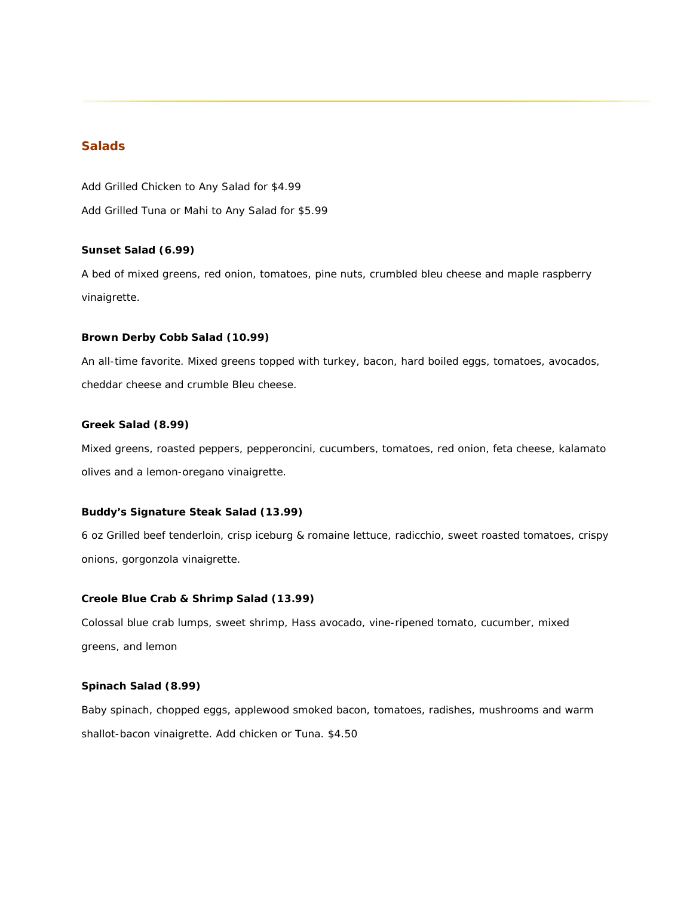## Salads

Add Grilled Chicken to Any Salad for $4.99

Add Grilled Tuna or Mahi to Any Salad for $5.99

**Sunset Salad (6.99)**

A bed of mixed greens, red onion, tomatoes, pine nuts, crumbled bleu cheese and maple raspberry vinaigrette.

**Brown Derby Cobb Salad (10.99)**

An all-time favorite. Mixed greens topped with turkey, bacon, hard boiled eggs, tomatoes, avocados, cheddar cheese and crumble Bleu cheese.

**Greek Salad (8.99)**

Mixed greens, roasted peppers, pepperoncini, cucumbers, tomatoes, red onion, feta cheese, kalamato olives and a lemon-oregano vinaigrette.

**Buddy's Signature Steak Salad (13.99)**

6 oz Grilled beef tenderloin, crisp iceburg & romaine lettuce, radicchio, sweet roasted tomatoes, crispy onions, gorgonzola vinaigrette.

**Creole Blue Crab & Shrimp Salad (13.99)**

Colossal blue crab lumps, sweet shrimp, Hass avocado, vine-ripened tomato, cucumber, mixed greens, and lemon

**Spinach Salad (8.99)**

Baby spinach, chopped eggs, applewood smoked bacon, tomatoes, radishes, mushrooms and warm shallot-bacon vinaigrette. Add chicken or Tuna. $4.50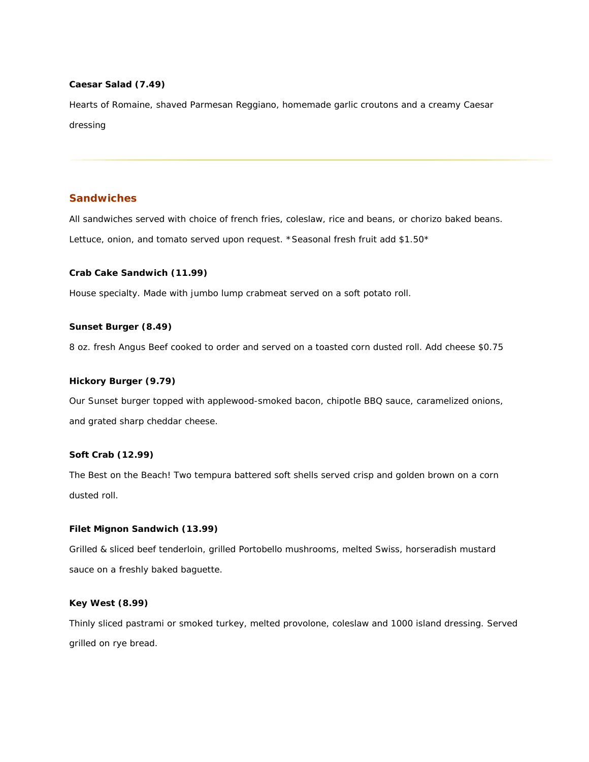**Caesar Salad (7.49)**

Hearts of Romaine, shaved Parmesan Reggiano, homemade garlic croutons and a creamy Caesar dressing

---

## Sandwiches

All sandwiches served with choice of french fries, coleslaw, rice and beans, or chorizo baked beans. Lettuce, onion, and tomato served upon request. *Seasonal fresh fruit add $1.50*

**Crab Cake Sandwich (11.99)**

House specialty. Made with jumbo lump crabmeat served on a soft potato roll.

**Sunset Burger (8.49)**

8 oz. fresh Angus Beef cooked to order and served on a toasted corn dusted roll. Add cheese $0.75

**Hickory Burger (9.79)**

Our Sunset burger topped with applewood-smoked bacon, chipotle BBQ sauce, caramelized onions, and grated sharp cheddar cheese.

**Soft Crab (12.99)**

The Best on the Beach! Two tempura battered soft shells served crisp and golden brown on a corn dusted roll.

**Filet Mignon Sandwich (13.99)**

Grilled & sliced beef tenderloin, grilled Portobello mushrooms, melted Swiss, horseradish mustard sauce on a freshly baked baguette.

**Key West (8.99)**

Thinly sliced pastrami or smoked turkey, melted provolone, coleslaw and 1000 island dressing. Served grilled on rye bread.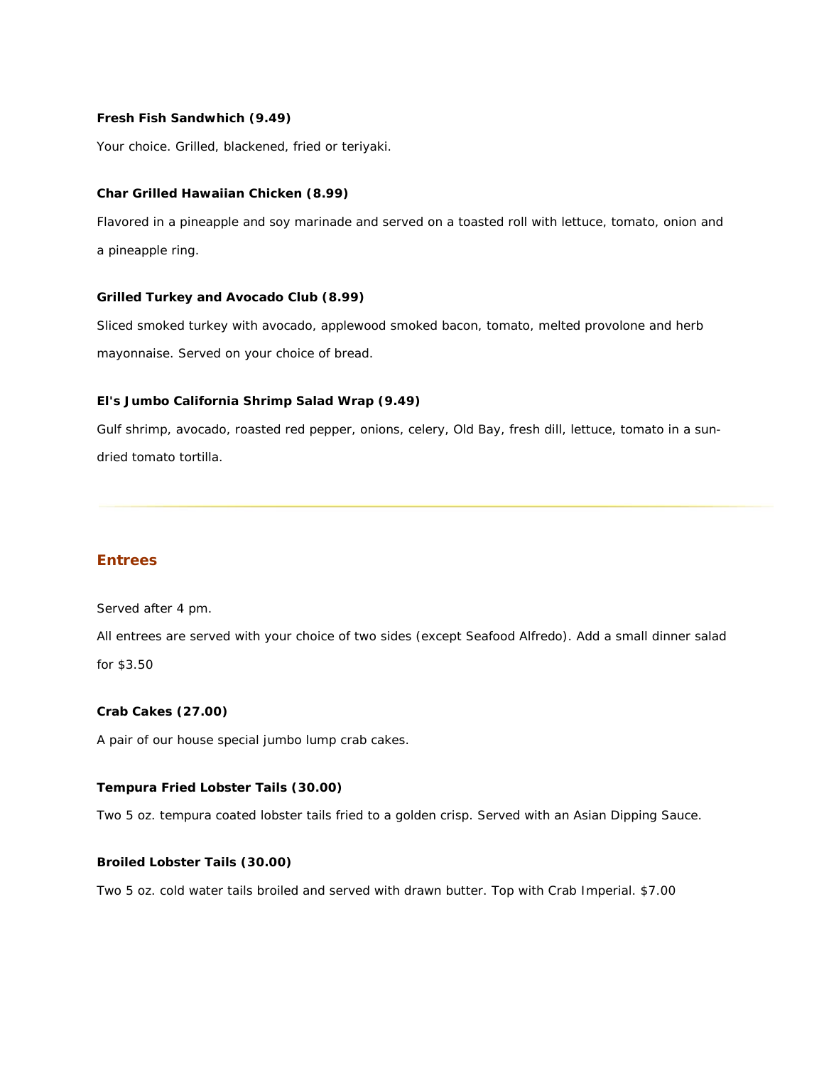**Fresh Fish Sandwhich (9.49)**

Your choice. Grilled, blackened, fried or teriyaki.

**Char Grilled Hawaiian Chicken (8.99)**

Flavored in a pineapple and soy marinade and served on a toasted roll with lettuce, tomato, onion and a pineapple ring.

**Grilled Turkey and Avocado Club (8.99)**

Sliced smoked turkey with avocado, applewood smoked bacon, tomato, melted provolone and herb mayonnaise. Served on your choice of bread.

**El's Jumbo California Shrimp Salad Wrap (9.49)**

Gulf shrimp, avocado, roasted red pepper, onions, celery, Old Bay, fresh dill, lettuce, tomato in a sun-dried tomato tortilla.

---

## Entrees

Served after 4 pm.

All entrees are served with your choice of two sides (except Seafood Alfredo). Add a small dinner salad for $3.50

**Crab Cakes (27.00)**

A pair of our house special jumbo lump crab cakes.

**Tempura Fried Lobster Tails (30.00)**

Two 5 oz. tempura coated lobster tails fried to a golden crisp. Served with an Asian Dipping Sauce.

**Broiled Lobster Tails (30.00)**

Two 5 oz. cold water tails broiled and served with drawn butter. Top with Crab Imperial. $7.00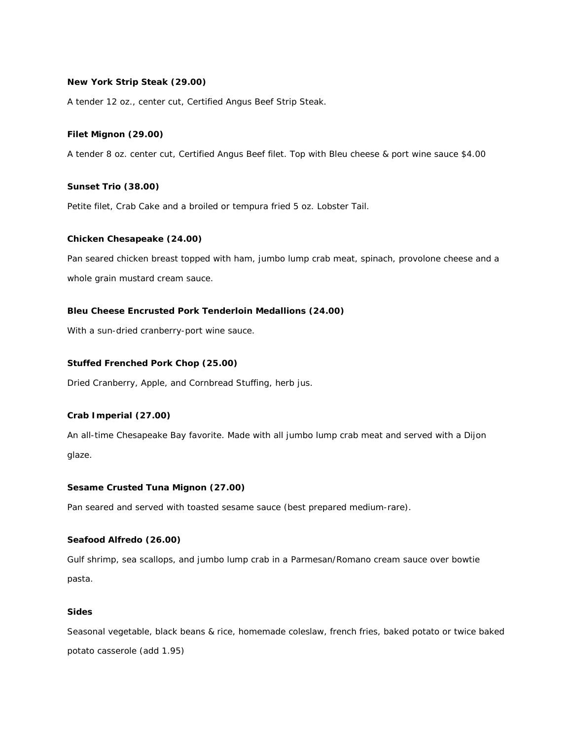**New York Strip Steak (29.00)**

A tender 12 oz., center cut, Certified Angus Beef Strip Steak.

**Filet Mignon (29.00)**

A tender 8 oz. center cut, Certified Angus Beef filet. Top with Bleu cheese & port wine sauce $4.00

**Sunset Trio (38.00)**

Petite filet, Crab Cake and a broiled or tempura fried 5 oz. Lobster Tail.

**Chicken Chesapeake (24.00)**

Pan seared chicken breast topped with ham, jumbo lump crab meat, spinach, provolone cheese and a whole grain mustard cream sauce.

**Bleu Cheese Encrusted Pork Tenderloin Medallions (24.00)**

With a sun-dried cranberry-port wine sauce.

**Stuffed Frenched Pork Chop (25.00)**

Dried Cranberry, Apple, and Cornbread Stuffing, herb jus.

**Crab Imperial (27.00)**

An all-time Chesapeake Bay favorite. Made with all jumbo lump crab meat and served with a Dijon glaze.

**Sesame Crusted Tuna Mignon (27.00)**

Pan seared and served with toasted sesame sauce (best prepared medium-rare).

**Seafood Alfredo (26.00)**

Gulf shrimp, sea scallops, and jumbo lump crab in a Parmesan/Romano cream sauce over bowtie pasta.

**Sides**

Seasonal vegetable, black beans & rice, homemade coleslaw, french fries, baked potato or twice baked potato casserole (add 1.95)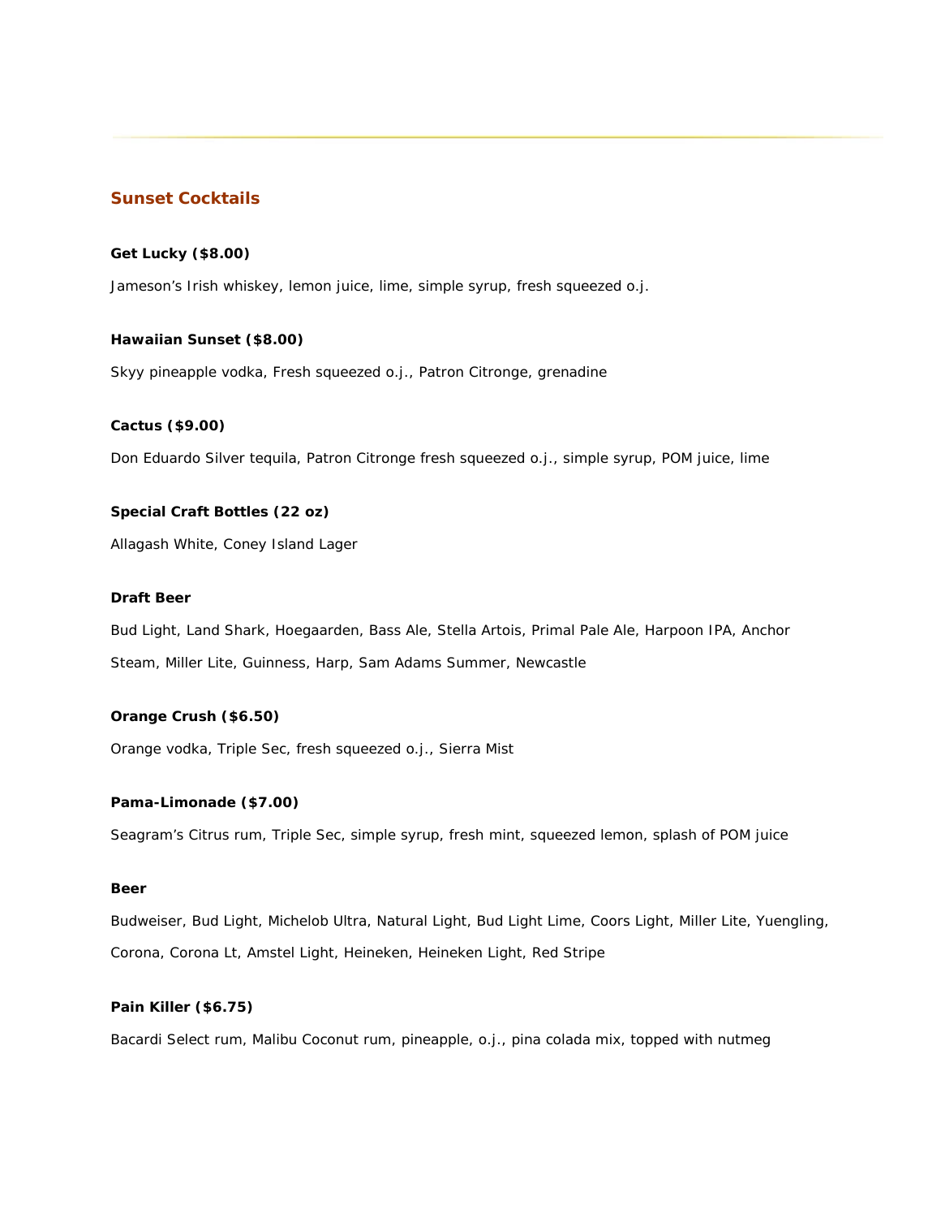## Sunset Cocktails

**Get Lucky ($8.00)**

Jameson's Irish whiskey, lemon juice, lime, simple syrup, fresh squeezed o.j.

**Hawaiian Sunset ($8.00)**

Skyy pineapple vodka, Fresh squeezed o.j., Patron Citronge, grenadine

**Cactus ($9.00)**

Don Eduardo Silver tequila, Patron Citronge fresh squeezed o.j., simple syrup, POM juice, lime

**Special Craft Bottles (22 oz)**

Allagash White, Coney Island Lager

**Draft Beer**

Bud Light, Land Shark, Hoegaarden, Bass Ale, Stella Artois, Primal Pale Ale, Harpoon IPA, Anchor Steam, Miller Lite, Guinness, Harp, Sam Adams Summer, Newcastle

**Orange Crush ($6.50)**

Orange vodka, Triple Sec, fresh squeezed o.j., Sierra Mist

**Pama-Limonade ($7.00)**

Seagram's Citrus rum, Triple Sec, simple syrup, fresh mint, squeezed lemon, splash of POM juice

**Beer**

Budweiser, Bud Light, Michelob Ultra, Natural Light, Bud Light Lime, Coors Light, Miller Lite, Yuengling, Corona, Corona Lt, Amstel Light, Heineken, Heineken Light, Red Stripe

**Pain Killer ($6.75)**

Bacardi Select rum, Malibu Coconut rum, pineapple, o.j., pina colada mix, topped with nutmeg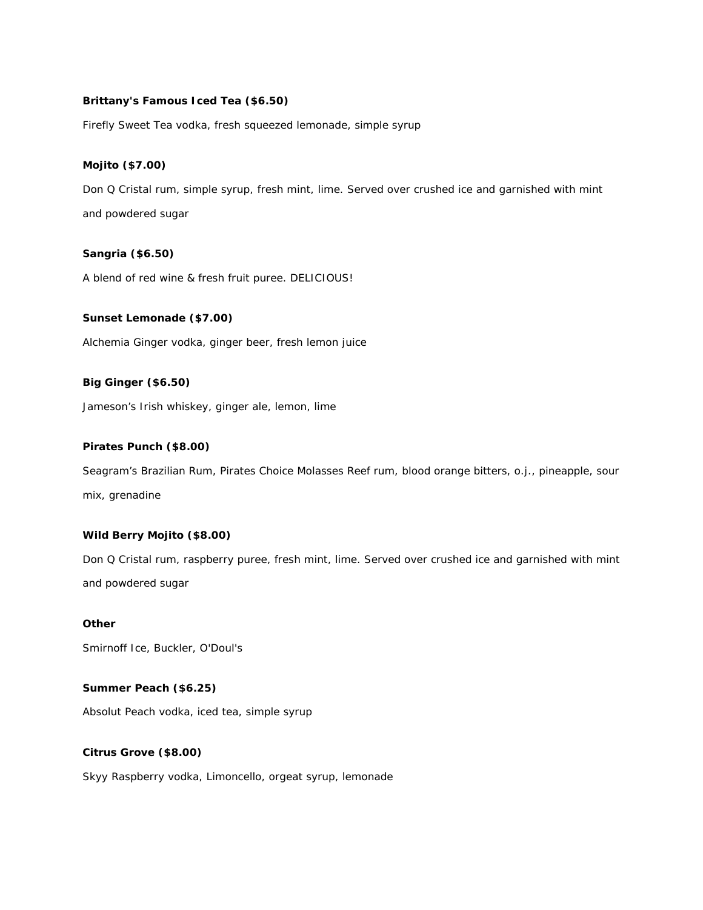**Brittany's Famous Iced Tea ($6.50)**

Firefly Sweet Tea vodka, fresh squeezed lemonade, simple syrup

**Mojito ($7.00)**

Don Q Cristal rum, simple syrup, fresh mint, lime. Served over crushed ice and garnished with mint and powdered sugar

**Sangria ($6.50)**

A blend of red wine & fresh fruit puree. DELICIOUS!

**Sunset Lemonade ($7.00)**

Alchemia Ginger vodka, ginger beer, fresh lemon juice

**Big Ginger ($6.50)**

Jameson's Irish whiskey, ginger ale, lemon, lime

**Pirates Punch ($8.00)**

Seagram's Brazilian Rum, Pirates Choice Molasses Reef rum, blood orange bitters, o.j., pineapple, sour mix, grenadine

**Wild Berry Mojito ($8.00)**

Don Q Cristal rum, raspberry puree, fresh mint, lime. Served over crushed ice and garnished with mint and powdered sugar

**Other**

Smirnoff Ice, Buckler, O'Doul's

**Summer Peach ($6.25)**

Absolut Peach vodka, iced tea, simple syrup

**Citrus Grove ($8.00)**

Skyy Raspberry vodka, Limoncello, orgeat syrup, lemonade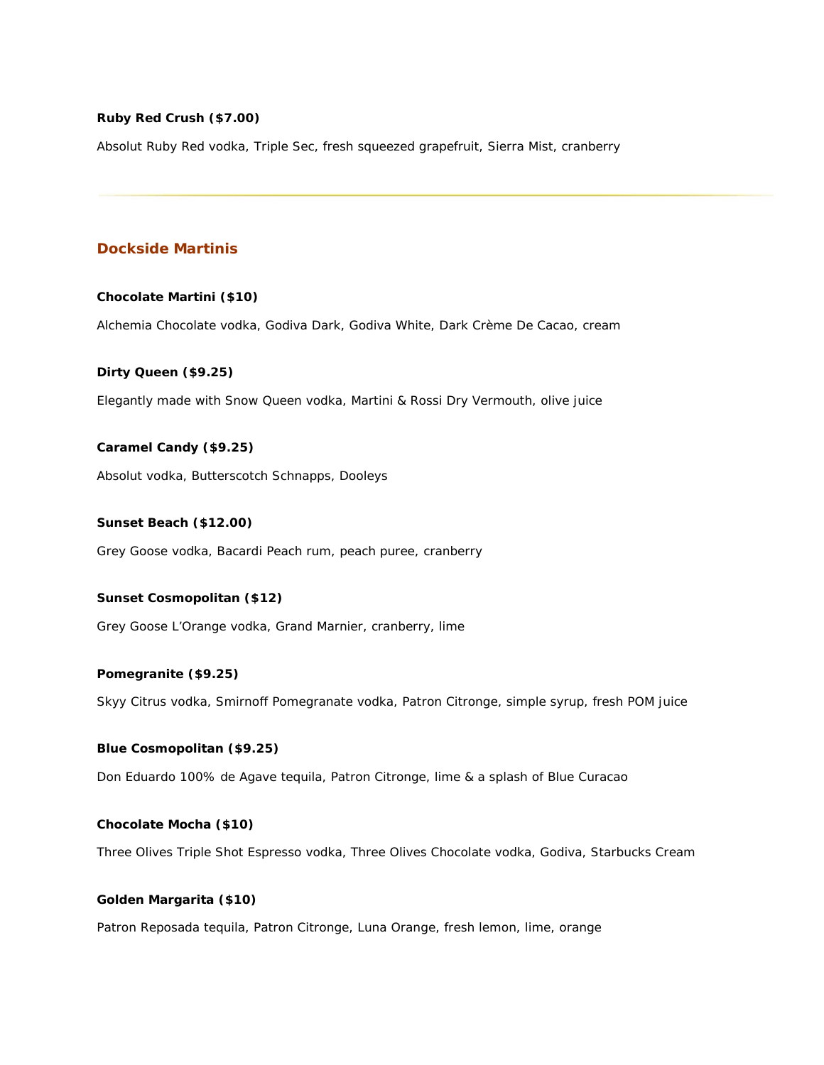**Ruby Red Crush ($7.00)**

Absolut Ruby Red vodka, Triple Sec, fresh squeezed grapefruit, Sierra Mist, cranberry

---

## Dockside Martinis

**Chocolate Martini ($10)**

Alchemia Chocolate vodka, Godiva Dark, Godiva White, Dark Crème De Cacao, cream

**Dirty Queen ($9.25)**

Elegantly made with Snow Queen vodka, Martini & Rossi Dry Vermouth, olive juice

**Caramel Candy ($9.25)**

Absolut vodka, Butterscotch Schnapps, Dooleys

**Sunset Beach ($12.00)**

Grey Goose vodka, Bacardi Peach rum, peach puree, cranberry

**Sunset Cosmopolitan ($12)**

Grey Goose L'Orange vodka, Grand Marnier, cranberry, lime

**Pomegranite ($9.25)**

Skyy Citrus vodka, Smirnoff Pomegranate vodka, Patron Citronge, simple syrup, fresh POM juice

**Blue Cosmopolitan ($9.25)**

Don Eduardo 100% de Agave tequila, Patron Citronge, lime & a splash of Blue Curacao

**Chocolate Mocha ($10)**

Three Olives Triple Shot Espresso vodka, Three Olives Chocolate vodka, Godiva, Starbucks Cream

**Golden Margarita ($10)**

Patron Reposada tequila, Patron Citronge, Luna Orange, fresh lemon, lime, orange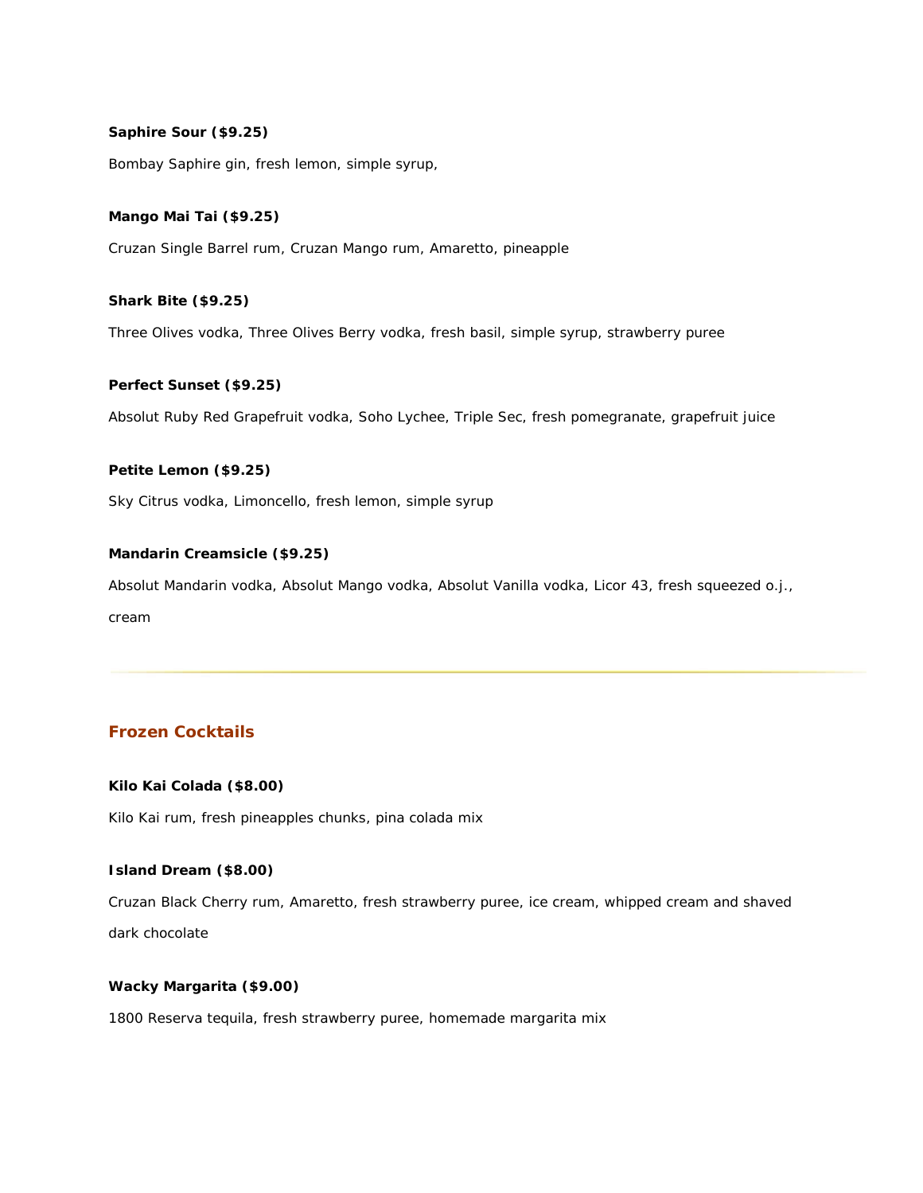**Saphire Sour ($9.25)**

Bombay Saphire gin, fresh lemon, simple syrup,

**Mango Mai Tai ($9.25)**

Cruzan Single Barrel rum, Cruzan Mango rum, Amaretto, pineapple

**Shark Bite ($9.25)**

Three Olives vodka, Three Olives Berry vodka, fresh basil, simple syrup, strawberry puree

**Perfect Sunset ($9.25)**

Absolut Ruby Red Grapefruit vodka, Soho Lychee, Triple Sec, fresh pomegranate, grapefruit juice

**Petite Lemon ($9.25)**

Sky Citrus vodka, Limoncello, fresh lemon, simple syrup

**Mandarin Creamsicle ($9.25)**

Absolut Mandarin vodka, Absolut Mango vodka, Absolut Vanilla vodka, Licor 43, fresh squeezed o.j., cream

---

## Frozen Cocktails

**Kilo Kai Colada ($8.00)**

Kilo Kai rum, fresh pineapples chunks, pina colada mix

**Island Dream ($8.00)**

Cruzan Black Cherry rum, Amaretto, fresh strawberry puree, ice cream, whipped cream and shaved dark chocolate

**Wacky Margarita ($9.00)**

1800 Reserva tequila, fresh strawberry puree, homemade margarita mix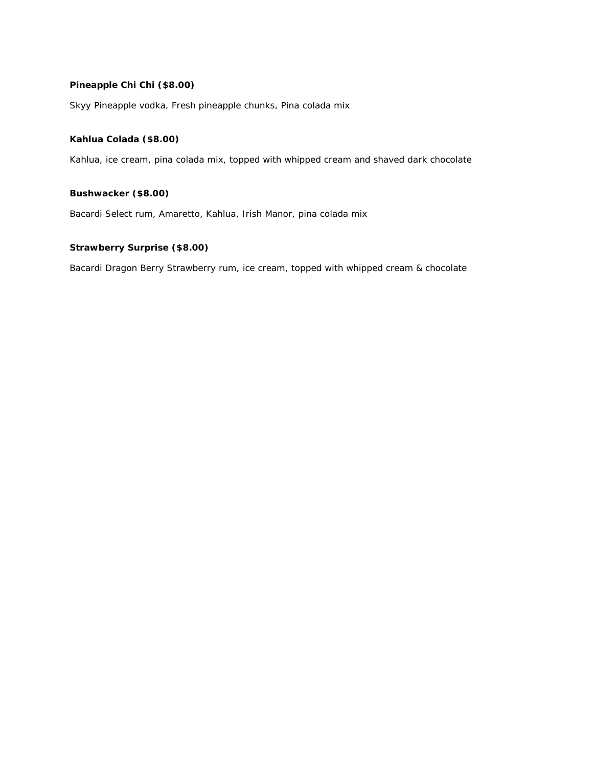**Pineapple Chi Chi ($8.00)**

Skyy Pineapple vodka, Fresh pineapple chunks, Pina colada mix

**Kahlua Colada ($8.00)**

Kahlua, ice cream, pina colada mix, topped with whipped cream and shaved dark chocolate

**Bushwacker ($8.00)**

Bacardi Select rum, Amaretto, Kahlua, Irish Manor, pina colada mix

**Strawberry Surprise ($8.00)**

Bacardi Dragon Berry Strawberry rum, ice cream, topped with whipped cream & chocolate